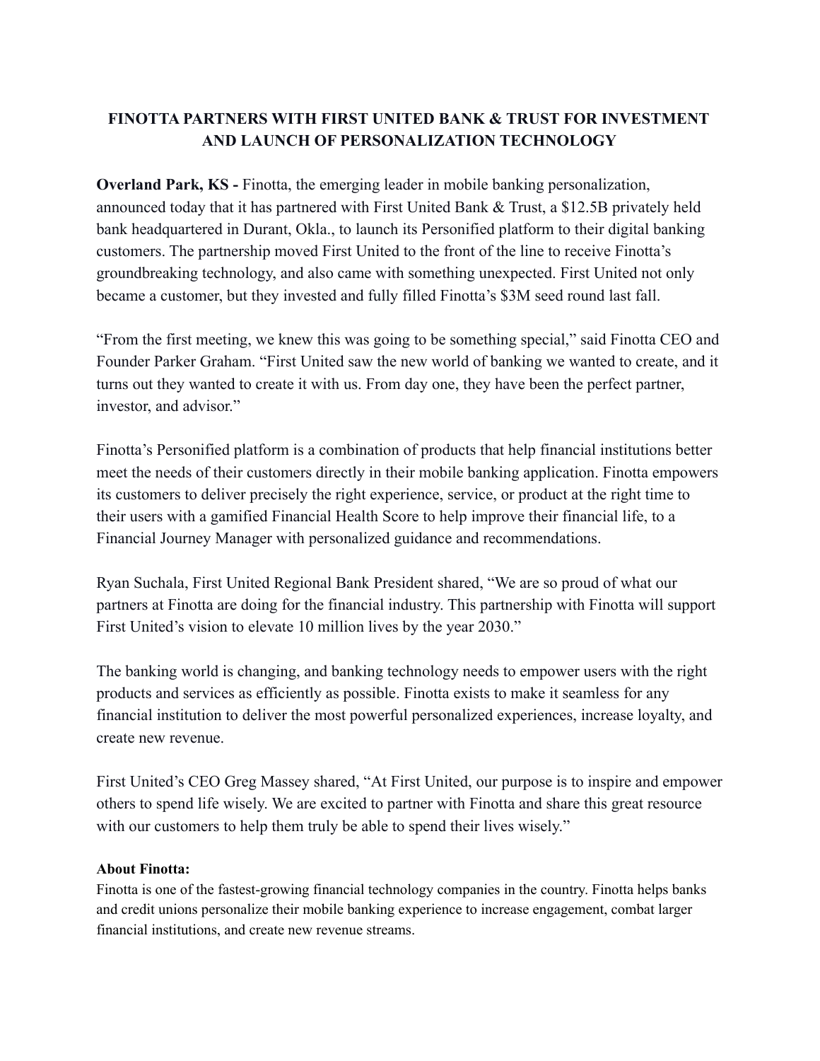# FINOTTA PARTNERS WITH FIRST UNITED BANK & TRUST FOR INVESTMENT AND LAUNCH OF PERSONALIZATION TECHNOLOGY

**Overland Park, KS -** Finotta, the emerging leader in mobile banking personalization, announced today that it has partnered with First United Bank & Trust, a $12.5B privately held bank headquartered in Durant, Okla., to launch its Personified platform to their digital banking customers. The partnership moved First United to the front of the line to receive Finotta's groundbreaking technology, and also came with something unexpected. First United not only became a customer, but they invested and fully filled Finotta's $3M seed round last fall.

"From the first meeting, we knew this was going to be something special," said Finotta CEO and Founder Parker Graham. "First United saw the new world of banking we wanted to create, and it turns out they wanted to create it with us. From day one, they have been the perfect partner, investor, and advisor."

Finotta's Personified platform is a combination of products that help financial institutions better meet the needs of their customers directly in their mobile banking application. Finotta empowers its customers to deliver precisely the right experience, service, or product at the right time to their users with a gamified Financial Health Score to help improve their financial life, to a Financial Journey Manager with personalized guidance and recommendations.

Ryan Suchala, First United Regional Bank President shared, "We are so proud of what our partners at Finotta are doing for the financial industry. This partnership with Finotta will support First United's vision to elevate 10 million lives by the year 2030."

The banking world is changing, and banking technology needs to empower users with the right products and services as efficiently as possible. Finotta exists to make it seamless for any financial institution to deliver the most powerful personalized experiences, increase loyalty, and create new revenue.

First United's CEO Greg Massey shared, "At First United, our purpose is to inspire and empower others to spend life wisely. We are excited to partner with Finotta and share this great resource with our customers to help them truly be able to spend their lives wisely."

**About Finotta:**

Finotta is one of the fastest-growing financial technology companies in the country. Finotta helps banks and credit unions personalize their mobile banking experience to increase engagement, combat larger financial institutions, and create new revenue streams.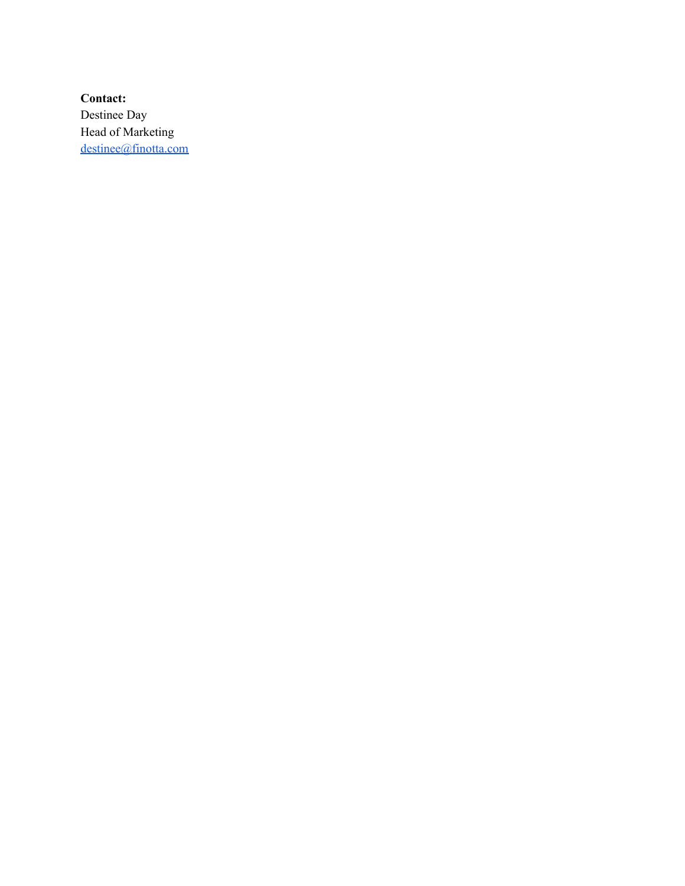**Contact:**
Destinee Day
Head of Marketing
[destinee@finotta.com](mailto:destinee@finotta.com)